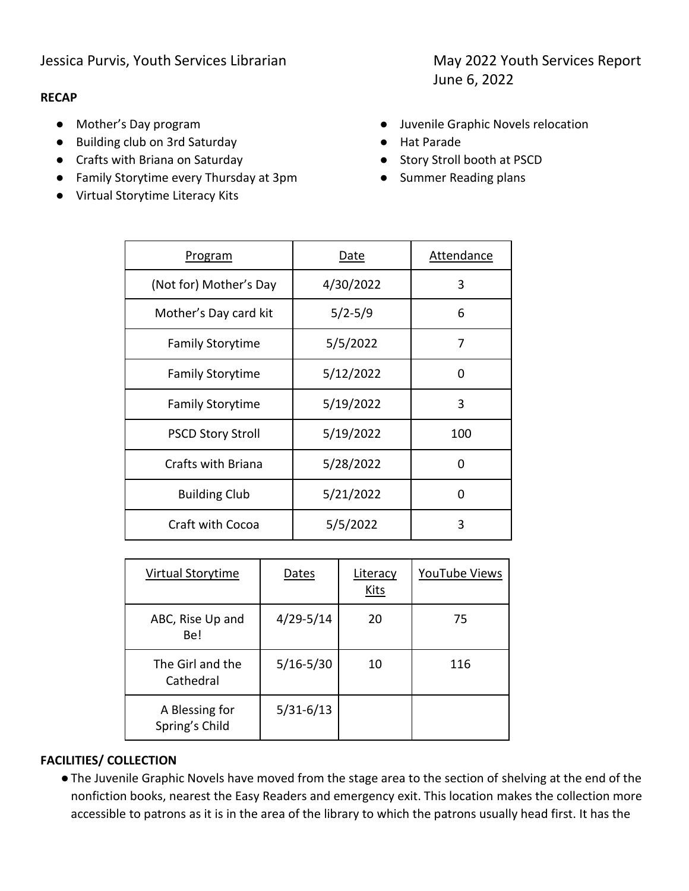Jessica Purvis, Youth Services Librarian

May 2022 Youth Services Report
June 6, 2022

**RECAP**

- Mother's Day program
- Building club on 3rd Saturday
- Crafts with Briana on Saturday
- Family Storytime every Thursday at 3pm
- Virtual Storytime Literacy Kits
- Juvenile Graphic Novels relocation
- Hat Parade
- Story Stroll booth at PSCD
- Summer Reading plans

| Program | Date | Attendance |
|---|---|---|
| (Not for) Mother's Day | 4/30/2022 | 3 |
| Mother's Day card kit | 5/2-5/9 | 6 |
| Family Storytime | 5/5/2022 | 7 |
| Family Storytime | 5/12/2022 | 0 |
| Family Storytime | 5/19/2022 | 3 |
| PSCD Story Stroll | 5/19/2022 | 100 |
| Crafts with Briana | 5/28/2022 | 0 |
| Building Club | 5/21/2022 | 0 |
| Craft with Cocoa | 5/5/2022 | 3 |

| Virtual Storytime | Dates | Literacy Kits | YouTube Views |
|---|---|---|---|
| ABC, Rise Up and Be! | 4/29-5/14 | 20 | 75 |
| The Girl and the Cathedral | 5/16-5/30 | 10 | 116 |
| A Blessing for Spring's Child | 5/31-6/13 | | |

**FACILITIES/ COLLECTION**

- The Juvenile Graphic Novels have moved from the stage area to the section of shelving at the end of the nonfiction books, nearest the Easy Readers and emergency exit. This location makes the collection more accessible to patrons as it is in the area of the library to which the patrons usually head first. It has the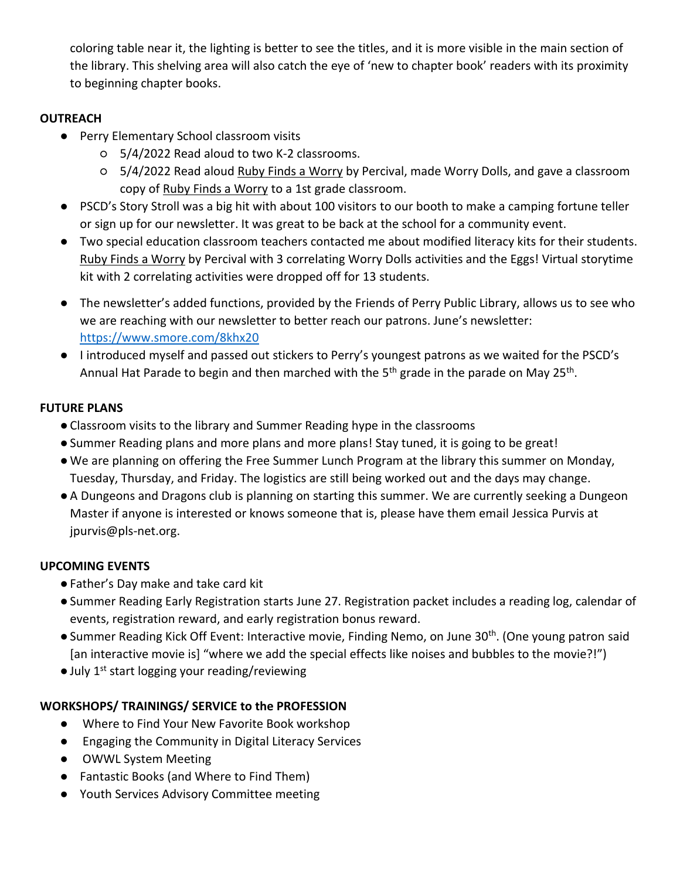coloring table near it, the lighting is better to see the titles, and it is more visible in the main section of the library. This shelving area will also catch the eye of 'new to chapter book' readers with its proximity to beginning chapter books.

**OUTREACH**

- Perry Elementary School classroom visits
  - 5/4/2022 Read aloud to two K-2 classrooms.
  - 5/4/2022 Read aloud Ruby Finds a Worry by Percival, made Worry Dolls, and gave a classroom copy of Ruby Finds a Worry to a 1st grade classroom.
- PSCD's Story Stroll was a big hit with about 100 visitors to our booth to make a camping fortune teller or sign up for our newsletter. It was great to be back at the school for a community event.
- Two special education classroom teachers contacted me about modified literacy kits for their students. Ruby Finds a Worry by Percival with 3 correlating Worry Dolls activities and the Eggs! Virtual storytime kit with 2 correlating activities were dropped off for 13 students.
- The newsletter's added functions, provided by the Friends of Perry Public Library, allows us to see who we are reaching with our newsletter to better reach our patrons. June's newsletter: https://www.smore.com/8khx20
- I introduced myself and passed out stickers to Perry's youngest patrons as we waited for the PSCD's Annual Hat Parade to begin and then marched with the 5th grade in the parade on May 25th.

**FUTURE PLANS**

- Classroom visits to the library and Summer Reading hype in the classrooms
- Summer Reading plans and more plans and more plans! Stay tuned, it is going to be great!
- We are planning on offering the Free Summer Lunch Program at the library this summer on Monday, Tuesday, Thursday, and Friday. The logistics are still being worked out and the days may change.
- A Dungeons and Dragons club is planning on starting this summer. We are currently seeking a Dungeon Master if anyone is interested or knows someone that is, please have them email Jessica Purvis at jpurvis@pls-net.org.

**UPCOMING EVENTS**

- Father's Day make and take card kit
- Summer Reading Early Registration starts June 27. Registration packet includes a reading log, calendar of events, registration reward, and early registration bonus reward.
- Summer Reading Kick Off Event: Interactive movie, Finding Nemo, on June 30th. (One young patron said [an interactive movie is] "where we add the special effects like noises and bubbles to the movie?!")
- July 1st start logging your reading/reviewing

**WORKSHOPS/ TRAININGS/ SERVICE to the PROFESSION**

- Where to Find Your New Favorite Book workshop
- Engaging the Community in Digital Literacy Services
- OWWL System Meeting
- Fantastic Books (and Where to Find Them)
- Youth Services Advisory Committee meeting